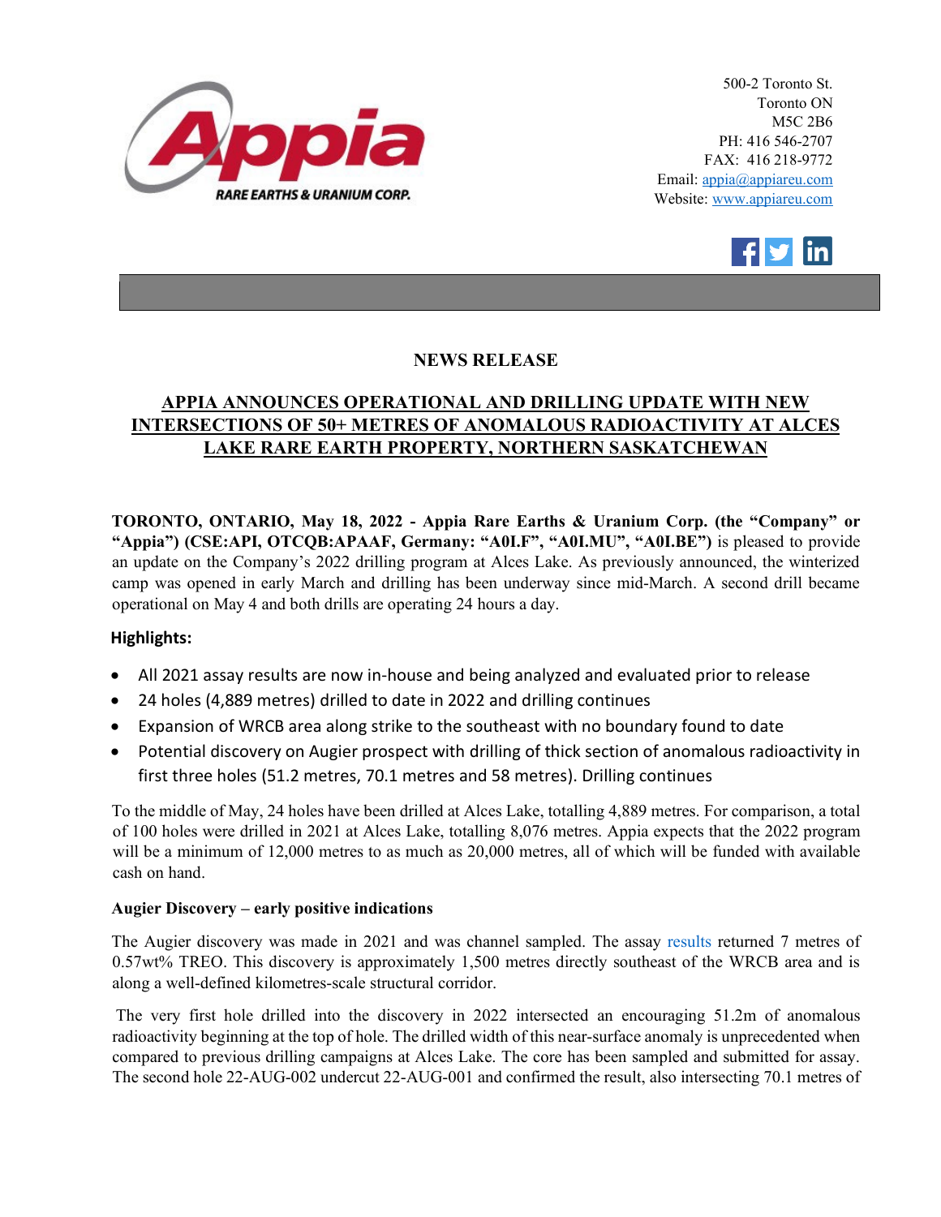RARE EARTHS & URANIUM CORP.

500-2 Toronto St.
Toronto ON
M5C 2B6
PH: 416 546-2707
FAX: 416 218-9772
Email: appia@appiareu.com
Website: www.appiareu.com

## NEWS RELEASE

## APPIA ANNOUNCES OPERATIONAL AND DRILLING UPDATE WITH NEW INTERSECTIONS OF 50+ METRES OF ANOMALOUS RADIOACTIVITY AT ALCES LAKE RARE EARTH PROPERTY, NORTHERN SASKATCHEWAN

**TORONTO, ONTARIO, May 18, 2022 - Appia Rare Earths & Uranium Corp. (the "Company" or "Appia") (CSE:API, OTCQB:APAAF, Germany: "A0I.F", "A0I.MU", "A0I.BE")** is pleased to provide an update on the Company's 2022 drilling program at Alces Lake. As previously announced, the winterized camp was opened in early March and drilling has been underway since mid-March. A second drill became operational on May 4 and both drills are operating 24 hours a day.

**Highlights:**

- All 2021 assay results are now in-house and being analyzed and evaluated prior to release
- 24 holes (4,889 metres) drilled to date in 2022 and drilling continues
- Expansion of WRCB area along strike to the southeast with no boundary found to date
- Potential discovery on Augier prospect with drilling of thick section of anomalous radioactivity in first three holes (51.2 metres, 70.1 metres and 58 metres). Drilling continues

To the middle of May, 24 holes have been drilled at Alces Lake, totalling 4,889 metres. For comparison, a total of 100 holes were drilled in 2021 at Alces Lake, totalling 8,076 metres. Appia expects that the 2022 program will be a minimum of 12,000 metres to as much as 20,000 metres, all of which will be funded with available cash on hand.

**Augier Discovery – early positive indications**

The Augier discovery was made in 2021 and was channel sampled. The assay results returned 7 metres of 0.57wt% TREO. This discovery is approximately 1,500 metres directly southeast of the WRCB area and is along a well-defined kilometres-scale structural corridor.

The very first hole drilled into the discovery in 2022 intersected an encouraging 51.2m of anomalous radioactivity beginning at the top of hole. The drilled width of this near-surface anomaly is unprecedented when compared to previous drilling campaigns at Alces Lake. The core has been sampled and submitted for assay. The second hole 22-AUG-002 undercut 22-AUG-001 and confirmed the result, also intersecting 70.1 metres of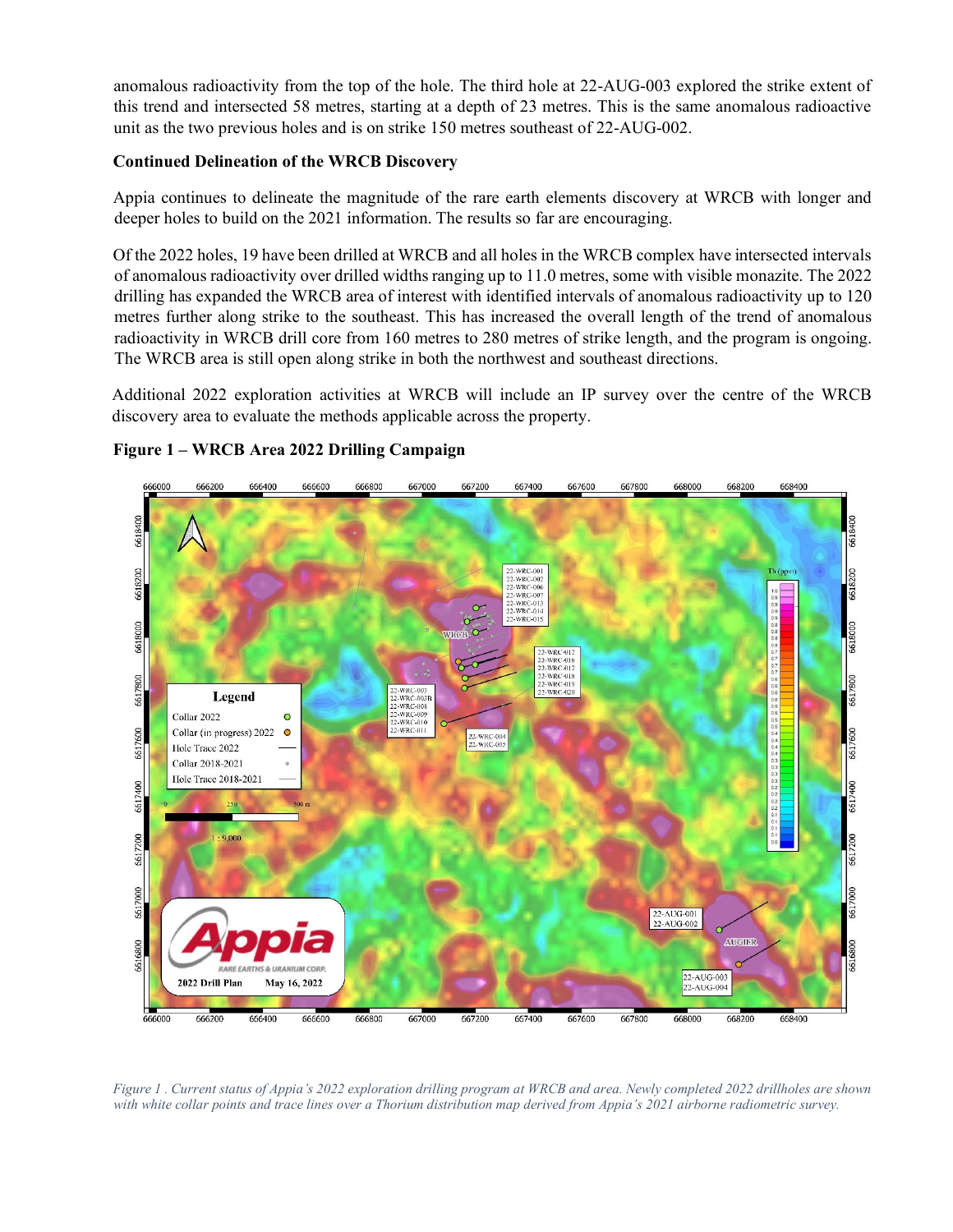anomalous radioactivity from the top of the hole. The third hole at 22-AUG-003 explored the strike extent of this trend and intersected 58 metres, starting at a depth of 23 metres. This is the same anomalous radioactive unit as the two previous holes and is on strike 150 metres southeast of 22-AUG-002.

**Continued Delineation of the WRCB Discovery**

Appia continues to delineate the magnitude of the rare earth elements discovery at WRCB with longer and deeper holes to build on the 2021 information. The results so far are encouraging.

Of the 2022 holes, 19 have been drilled at WRCB and all holes in the WRCB complex have intersected intervals of anomalous radioactivity over drilled widths ranging up to 11.0 metres, some with visible monazite. The 2022 drilling has expanded the WRCB area of interest with identified intervals of anomalous radioactivity up to 120 metres further along strike to the southeast. This has increased the overall length of the trend of anomalous radioactivity in WRCB drill core from 160 metres to 280 metres of strike length, and the program is ongoing. The WRCB area is still open along strike in both the northwest and southeast directions.

Additional 2022 exploration activities at WRCB will include an IP survey over the centre of the WRCB discovery area to evaluate the methods applicable across the property.

**Figure 1 – WRCB Area 2022 Drilling Campaign**

*Figure 1 . Current status of Appia's 2022 exploration drilling program at WRCB and area. Newly completed 2022 drillholes are shown with white collar points and trace lines over a Thorium distribution map derived from Appia's 2021 airborne radiometric survey.*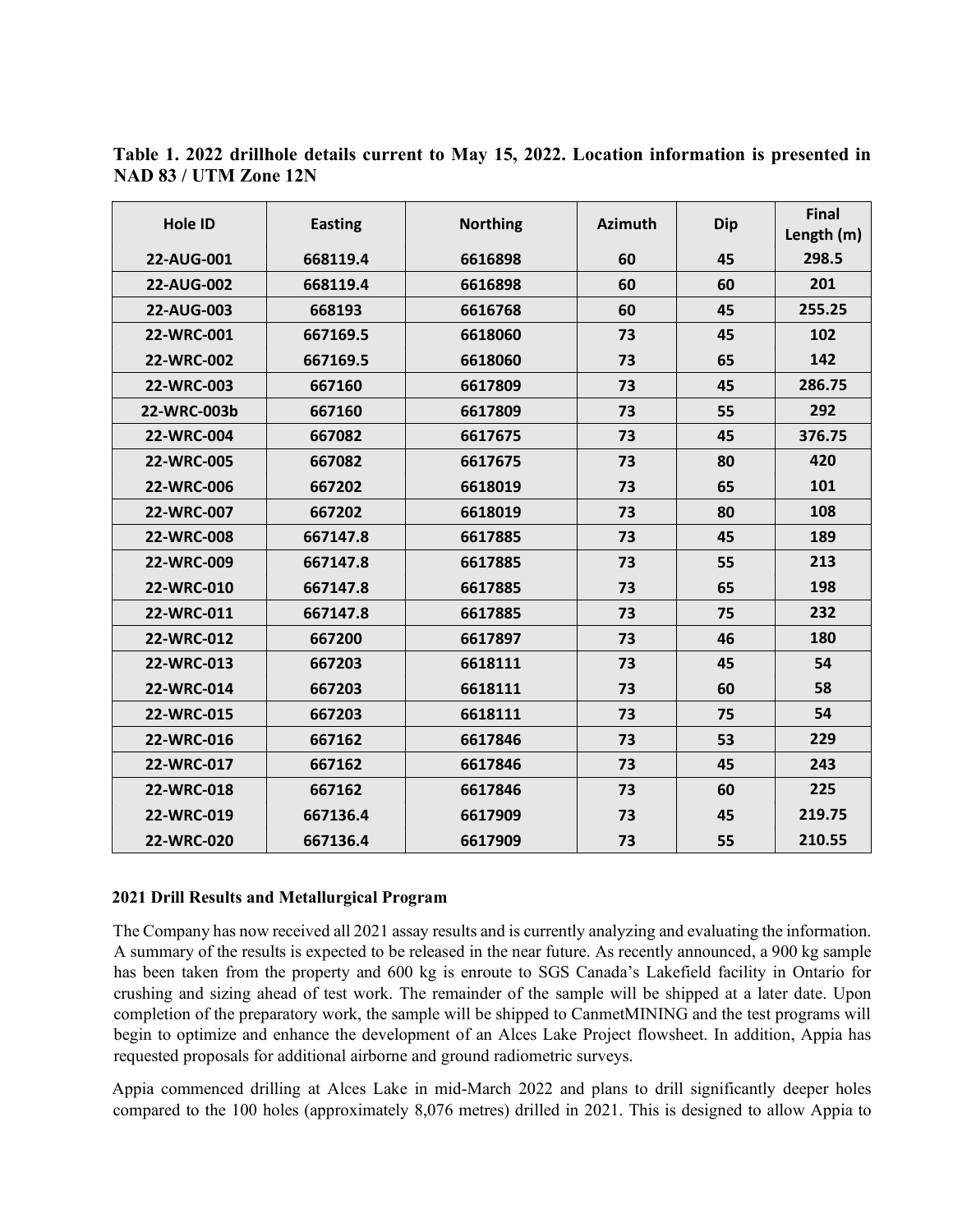**Table 1. 2022 drillhole details current to May 15, 2022. Location information is presented in NAD 83 / UTM Zone 12N**

| Hole ID | Easting | Northing | Azimuth | Dip | Final Length (m) |
|---|---|---|---|---|---|
| 22-AUG-001 | 668119.4 | 6616898 | 60 | 45 | 298.5 |
| 22-AUG-002 | 668119.4 | 6616898 | 60 | 60 | 201 |
| 22-AUG-003 | 668193 | 6616768 | 60 | 45 | 255.25 |
| 22-WRC-001 | 667169.5 | 6618060 | 73 | 45 | 102 |
| 22-WRC-002 | 667169.5 | 6618060 | 73 | 65 | 142 |
| 22-WRC-003 | 667160 | 6617809 | 73 | 45 | 286.75 |
| 22-WRC-003b | 667160 | 6617809 | 73 | 55 | 292 |
| 22-WRC-004 | 667082 | 6617675 | 73 | 45 | 376.75 |
| 22-WRC-005 | 667082 | 6617675 | 73 | 80 | 420 |
| 22-WRC-006 | 667202 | 6618019 | 73 | 65 | 101 |
| 22-WRC-007 | 667202 | 6618019 | 73 | 80 | 108 |
| 22-WRC-008 | 667147.8 | 6617885 | 73 | 45 | 189 |
| 22-WRC-009 | 667147.8 | 6617885 | 73 | 55 | 213 |
| 22-WRC-010 | 667147.8 | 6617885 | 73 | 65 | 198 |
| 22-WRC-011 | 667147.8 | 6617885 | 73 | 75 | 232 |
| 22-WRC-012 | 667200 | 6617897 | 73 | 46 | 180 |
| 22-WRC-013 | 667203 | 6618111 | 73 | 45 | 54 |
| 22-WRC-014 | 667203 | 6618111 | 73 | 60 | 58 |
| 22-WRC-015 | 667203 | 6618111 | 73 | 75 | 54 |
| 22-WRC-016 | 667162 | 6617846 | 73 | 53 | 229 |
| 22-WRC-017 | 667162 | 6617846 | 73 | 45 | 243 |
| 22-WRC-018 | 667162 | 6617846 | 73 | 60 | 225 |
| 22-WRC-019 | 667136.4 | 6617909 | 73 | 45 | 219.75 |
| 22-WRC-020 | 667136.4 | 6617909 | 73 | 55 | 210.55 |

**2021 Drill Results and Metallurgical Program**

The Company has now received all 2021 assay results and is currently analyzing and evaluating the information. A summary of the results is expected to be released in the near future. As recently announced, a 900 kg sample has been taken from the property and 600 kg is enroute to SGS Canada's Lakefield facility in Ontario for crushing and sizing ahead of test work. The remainder of the sample will be shipped at a later date. Upon completion of the preparatory work, the sample will be shipped to CanmetMINING and the test programs will begin to optimize and enhance the development of an Alces Lake Project flowsheet. In addition, Appia has requested proposals for additional airborne and ground radiometric surveys.

Appia commenced drilling at Alces Lake in mid-March 2022 and plans to drill significantly deeper holes compared to the 100 holes (approximately 8,076 metres) drilled in 2021. This is designed to allow Appia to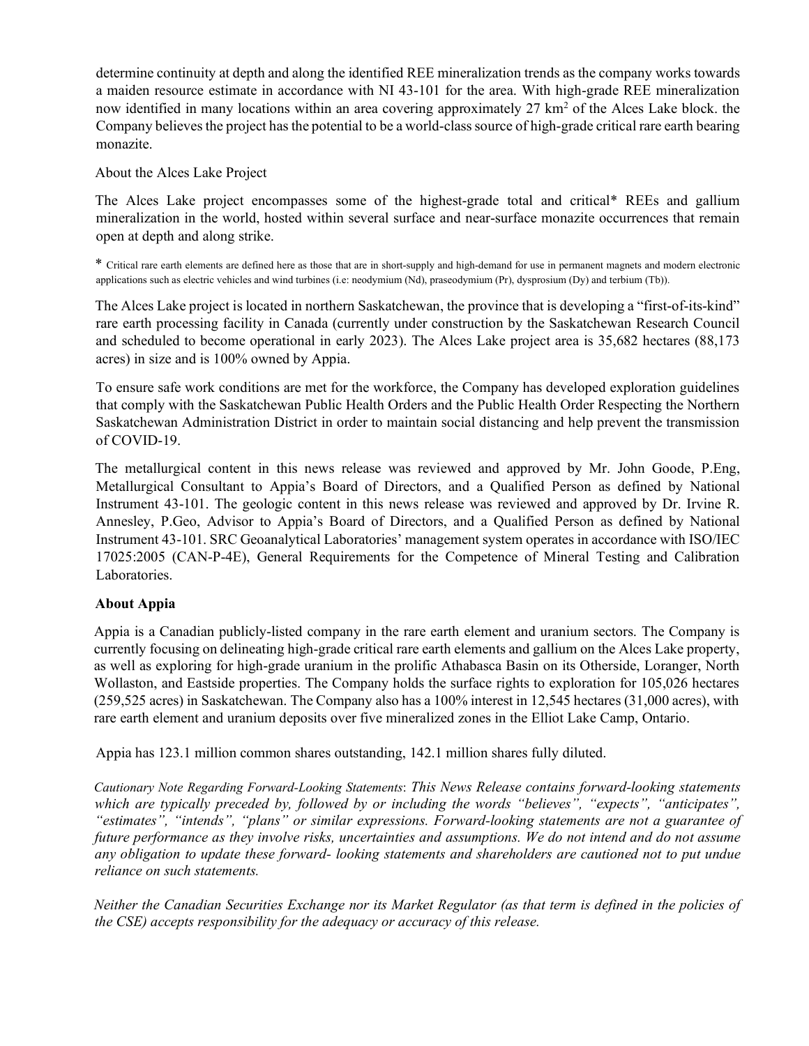determine continuity at depth and along the identified REE mineralization trends as the company works towards a maiden resource estimate in accordance with NI 43-101 for the area. With high-grade REE mineralization now identified in many locations within an area covering approximately 27 $km^2$ of the Alces Lake block. the Company believes the project has the potential to be a world-class source of high-grade critical rare earth bearing monazite.

About the Alces Lake Project

The Alces Lake project encompasses some of the highest-grade total and critical* REEs and gallium mineralization in the world, hosted within several surface and near-surface monazite occurrences that remain open at depth and along strike.

* Critical rare earth elements are defined here as those that are in short-supply and high-demand for use in permanent magnets and modern electronic applications such as electric vehicles and wind turbines (i.e: neodymium (Nd), praseodymium (Pr), dysprosium (Dy) and terbium (Tb)).

The Alces Lake project is located in northern Saskatchewan, the province that is developing a "first-of-its-kind" rare earth processing facility in Canada (currently under construction by the Saskatchewan Research Council and scheduled to become operational in early 2023). The Alces Lake project area is 35,682 hectares (88,173 acres) in size and is 100% owned by Appia.

To ensure safe work conditions are met for the workforce, the Company has developed exploration guidelines that comply with the Saskatchewan Public Health Orders and the Public Health Order Respecting the Northern Saskatchewan Administration District in order to maintain social distancing and help prevent the transmission of COVID-19.

The metallurgical content in this news release was reviewed and approved by Mr. John Goode, P.Eng, Metallurgical Consultant to Appia's Board of Directors, and a Qualified Person as defined by National Instrument 43-101. The geologic content in this news release was reviewed and approved by Dr. Irvine R. Annesley, P.Geo, Advisor to Appia's Board of Directors, and a Qualified Person as defined by National Instrument 43-101. SRC Geoanalytical Laboratories' management system operates in accordance with ISO/IEC 17025:2005 (CAN-P-4E), General Requirements for the Competence of Mineral Testing and Calibration Laboratories.

**About Appia**

Appia is a Canadian publicly-listed company in the rare earth element and uranium sectors. The Company is currently focusing on delineating high-grade critical rare earth elements and gallium on the Alces Lake property, as well as exploring for high-grade uranium in the prolific Athabasca Basin on its Otherside, Loranger, North Wollaston, and Eastside properties. The Company holds the surface rights to exploration for 105,026 hectares (259,525 acres) in Saskatchewan. The Company also has a 100% interest in 12,545 hectares (31,000 acres), with rare earth element and uranium deposits over five mineralized zones in the Elliot Lake Camp, Ontario.

Appia has 123.1 million common shares outstanding, 142.1 million shares fully diluted.

*Cautionary Note Regarding Forward-Looking Statements*: *This News Release contains forward-looking statements which are typically preceded by, followed by or including the words "believes", "expects", "anticipates", "estimates", "intends", "plans" or similar expressions. Forward-looking statements are not a guarantee of future performance as they involve risks, uncertainties and assumptions. We do not intend and do not assume any obligation to update these forward- looking statements and shareholders are cautioned not to put undue reliance on such statements.*

*Neither the Canadian Securities Exchange nor its Market Regulator (as that term is defined in the policies of the CSE) accepts responsibility for the adequacy or accuracy of this release.*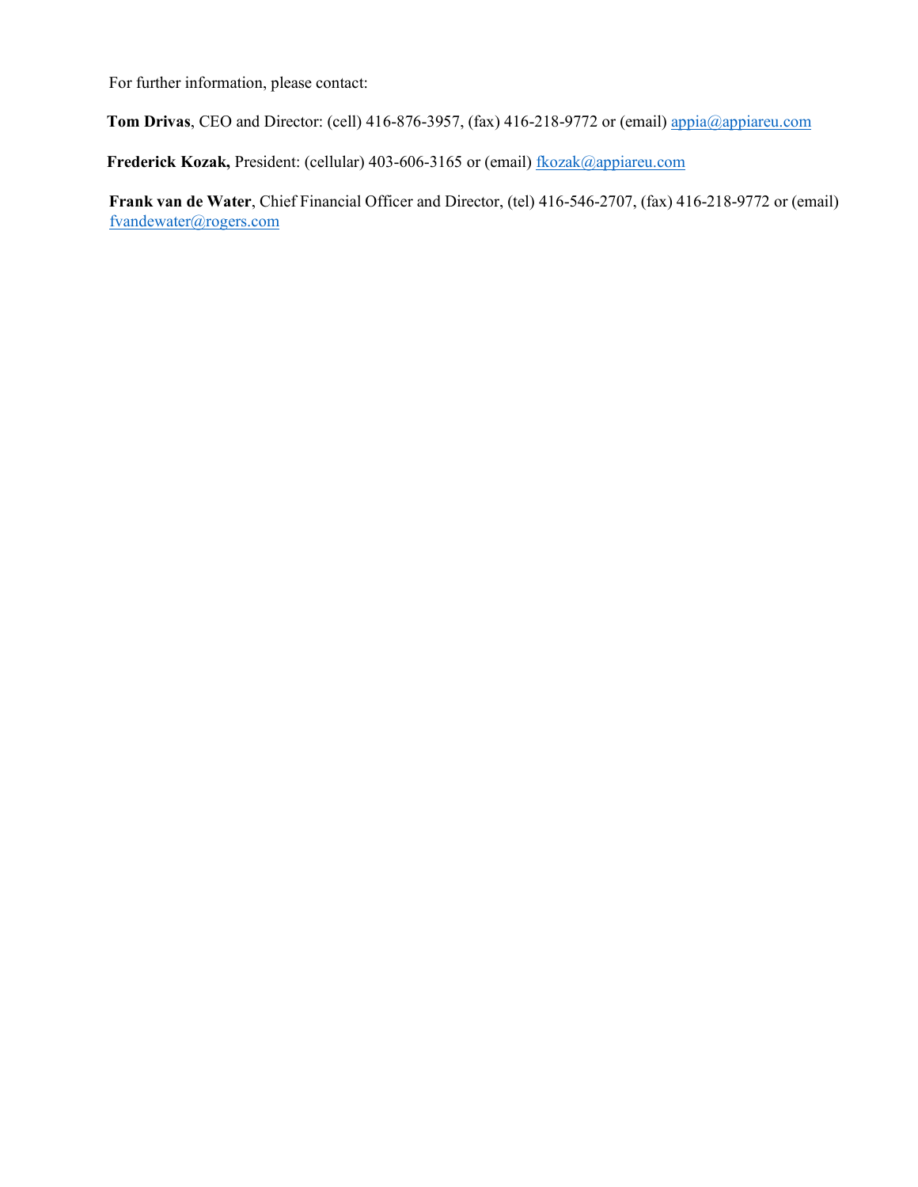For further information, please contact:

**Tom Drivas**, CEO and Director: (cell) 416-876-3957, (fax) 416-218-9772 or (email) appia@appiareu.com

**Frederick Kozak,** President: (cellular) 403-606-3165 or (email) fkozak@appiareu.com

**Frank van de Water**, Chief Financial Officer and Director, (tel) 416-546-2707, (fax) 416-218-9772 or (email) fvandewater@rogers.com